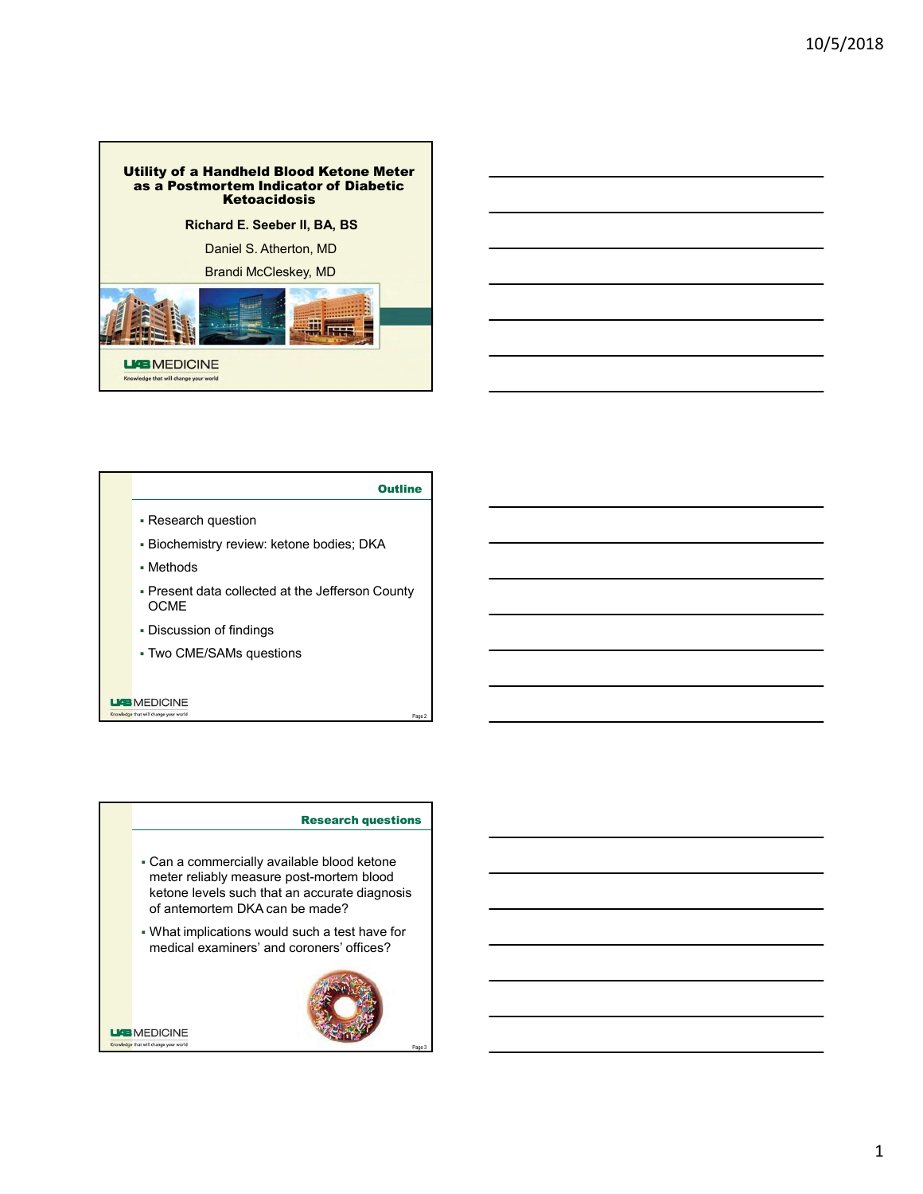# Utility of a Handheld Blood Ketone Meter as a Postmortem Indicator of Diabetic Ketoacidosis

**Richard E. Seeber II, BA, BS**

Daniel S. Atherton, MD

Brandi McCleskey, MD

UAB MEDICINE

Knowledge that will change your world

## Outline

- Research question
- Biochemistry review: ketone bodies; DKA
- Methods
- Present data collected at the Jefferson County OCME
- Discussion of findings
- Two CME/SAMs questions

## Research questions

- Can a commercially available blood ketone meter reliably measure post-mortem blood ketone levels such that an accurate diagnosis of antemortem DKA can be made?
- What implications would such a test have for medical examiners' and coroners' offices?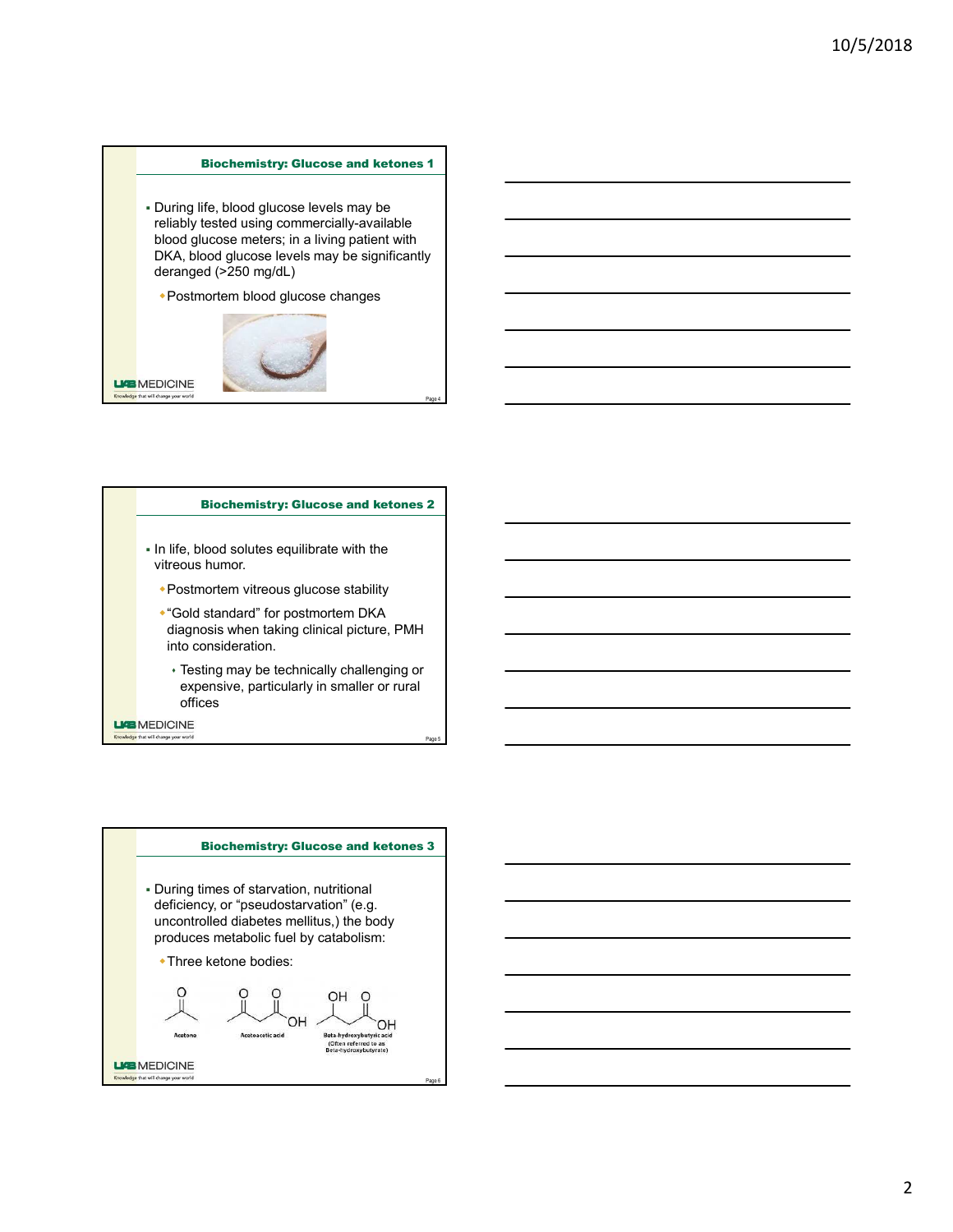## Biochemistry: Glucose and ketones 1

- During life, blood glucose levels may be reliably tested using commercially-available blood glucose meters; in a living patient with DKA, blood glucose levels may be significantly deranged (>250 mg/dL)
  - Postmortem blood glucose changes

## Biochemistry: Glucose and ketones 2

- In life, blood solutes equilibrate with the vitreous humor.
  - Postmortem vitreous glucose stability
  - "Gold standard" for postmortem DKA diagnosis when taking clinical picture, PMH into consideration.
    - Testing may be technically challenging or expensive, particularly in smaller or rural offices

## Biochemistry: Glucose and ketones 3

- During times of starvation, nutritional deficiency, or "pseudostarvation" (e.g. uncontrolled diabetes mellitus,) the body produces metabolic fuel by catabolism:
  - Three ketone bodies:

Acetone

Acetoacetic acid

Beta-hydroxybutyric acid (Often referred to as Beta-hydroxybutyrate)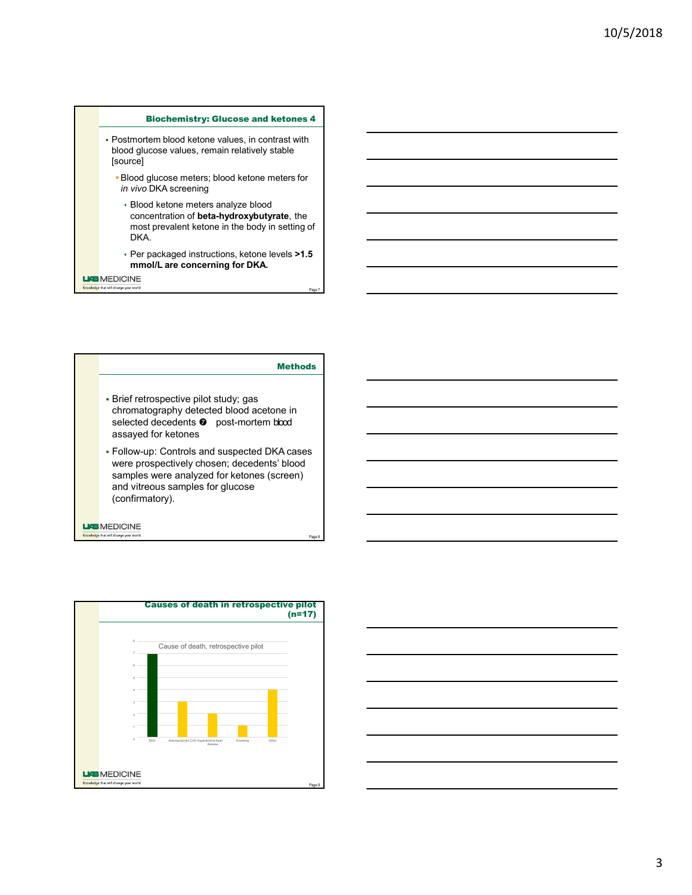## Biochemistry: Glucose and ketones 4

- Postmortem blood ketone values, in contrast with blood glucose values, remain relatively stable [source]
  - Blood glucose meters; blood ketone meters for *in vivo* DKA screening
    - Blood ketone meters analyze blood concentration of **beta-hydroxybutyrate**, the most prevalent ketone in the body in setting of DKA.
    - Per packaged instructions, ketone levels **>1.5 mmol/L are concerning for DKA.**

UAB MEDICINE

Knowledge that will change your world

## Methods

- Brief retrospective pilot study; gas chromatography detected blood acetone in selected decedents ➐ post-mortem blood assayed for ketones
- Follow-up: Controls and suspected DKA cases were prospectively chosen; decedents' blood samples were analyzed for ketones (screen) and vitreous samples for glucose (confirmatory).

UAB MEDICINE

Knowledge that will change your world

## Causes of death in retrospective pilot (n=17)

Cause of death, retrospective pilot

| Cause | Count |
|---|---|
| DKA | 7 |
| Arteriosclerotic CVD | 3 |
| Hypertensive heart disease | 2 |
| Drowning | 1 |
| Other | 4 |

UAB MEDICINE

Knowledge that will change your world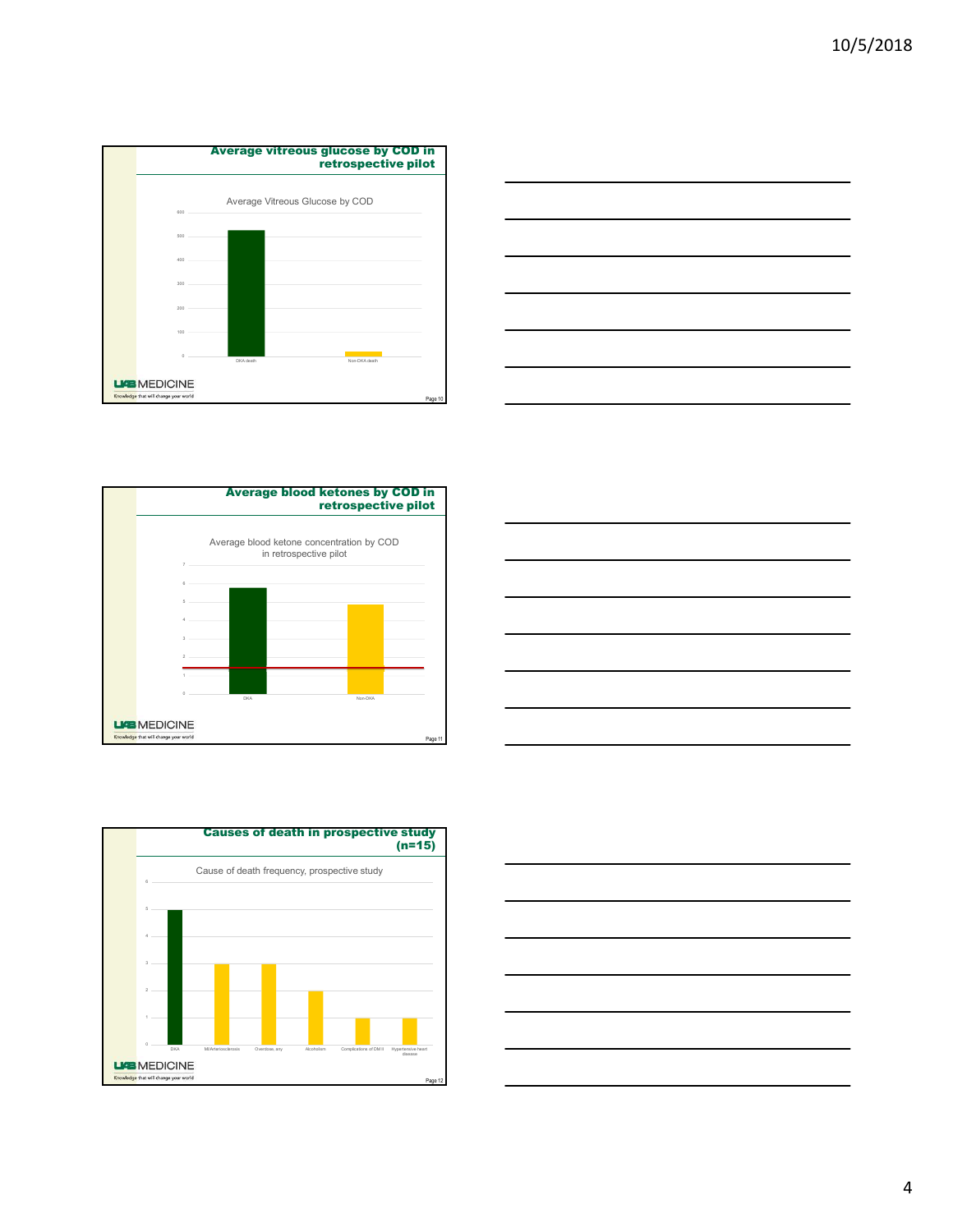## Average vitreous glucose by COD in retrospective pilot

Average Vitreous Glucose by COD

| COD | Average Vitreous Glucose |
|---|---|
| DKA death | ~525 |
| Non-DKA death | ~20 |

UAB MEDICINE
Knowledge that will change your world

## Average blood ketones by COD in retrospective pilot

Average blood ketone concentration by COD in retrospective pilot

| COD | Average blood ketone concentration |
|---|---|
| DKA | ~5.8 |
| Non-DKA | ~4.9 |

UAB MEDICINE
Knowledge that will change your world

## Causes of death in prospective study (n=15)

Cause of death frequency, prospective study

| Cause of death | Frequency |
|---|---|
| DKA | 5 |
| MI/Arteriosclerosis | 3 |
| Overdose, any | 3 |
| Alcoholism | 2 |
| Complications of DM II | 1 |
| Hypertensive heart disease | 1 |

UAB MEDICINE
Knowledge that will change your world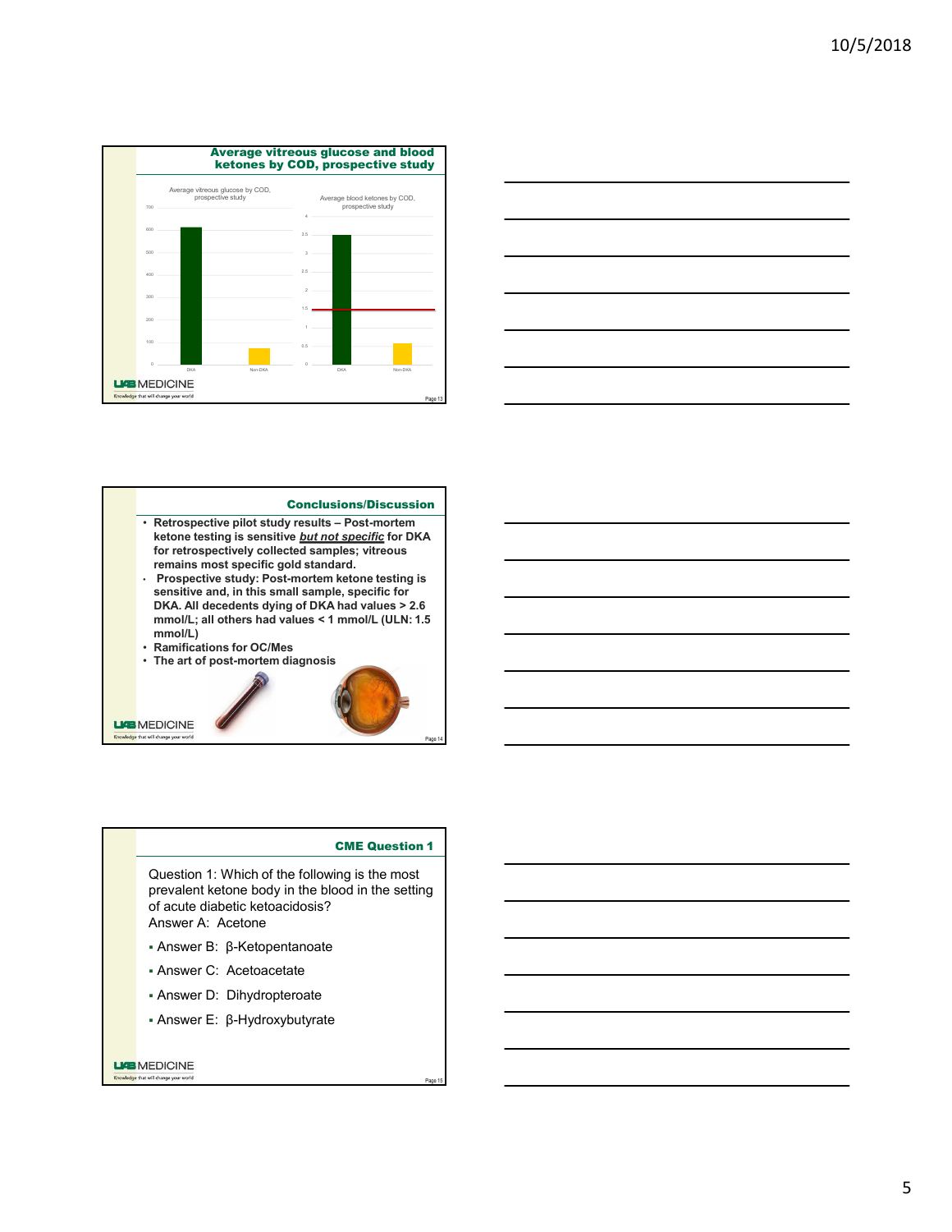## Average vitreous glucose and blood ketones by COD, prospective study

Average vitreous glucose by COD, prospective study

Average blood ketones by COD, prospective study

## Conclusions/Discussion

- **Retrospective pilot study results – Post-mortem ketone testing is sensitive *but not specific* for DKA for retrospectively collected samples; vitreous remains most specific gold standard.**
- **Prospective study: Post-mortem ketone testing is sensitive and, in this small sample, specific for DKA. All decedents dying of DKA had values > 2.6 mmol/L; all others had values < 1 mmol/L (ULN: 1.5 mmol/L)**
- **Ramifications for OC/MEs**
- **The art of post-mortem diagnosis**

## CME Question 1

Question 1: Which of the following is the most prevalent ketone body in the blood in the setting of acute diabetic ketoacidosis?

Answer A: Acetone

- Answer B: β-Ketopentanoate
- Answer C: Acetoacetate
- Answer D: Dihydropteroate
- Answer E: β-Hydroxybutyrate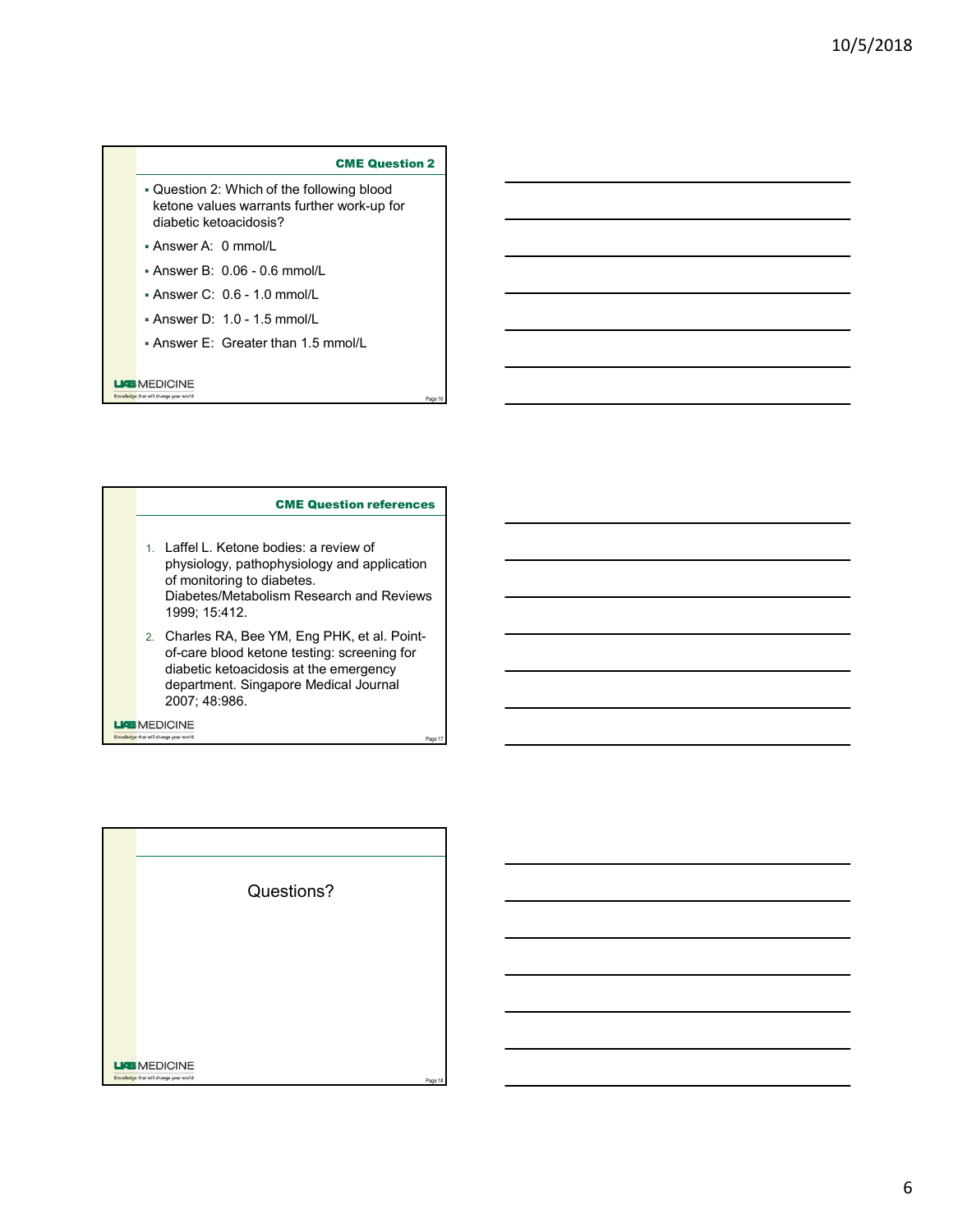## CME Question 2

- Question 2: Which of the following blood ketone values warrants further work-up for diabetic ketoacidosis?
- Answer A: 0 mmol/L
- Answer B: 0.06 - 0.6 mmol/L
- Answer C: 0.6 - 1.0 mmol/L
- Answer D: 1.0 - 1.5 mmol/L
- Answer E: Greater than 1.5 mmol/L

## CME Question references

1. Laffel L. Ketone bodies: a review of physiology, pathophysiology and application of monitoring to diabetes. Diabetes/Metabolism Research and Reviews 1999; 15:412.
2. Charles RA, Bee YM, Eng PHK, et al. Point-of-care blood ketone testing: screening for diabetic ketoacidosis at the emergency department. Singapore Medical Journal 2007; 48:986.

## Questions?